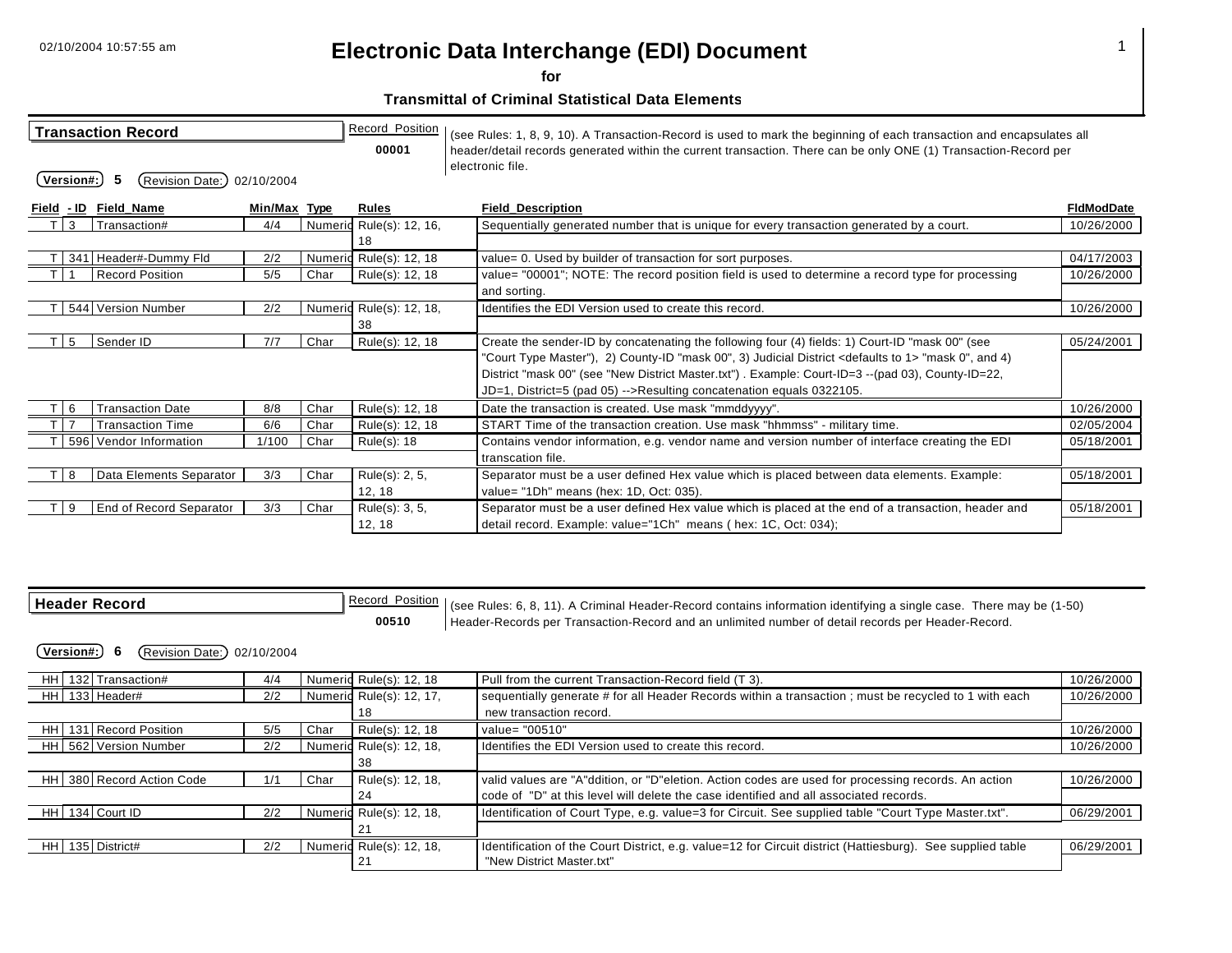02/10/2004 10:57:55 am

# Electronic Data Interchange (EDI) Document

**for**

**Transmittal of Criminal Statistical Data Elements**

## Transaction Record

Record Position **00001**

(see Rules: 1, 8, 9, 10). A Transaction-Record is used to mark the beginning of each transaction and encapsulates all header/detail records generated within the current transaction. There can be only ONE (1) Transaction-Record per electronic file.

**Version#:** 5 **Revision Date:** 02/10/2004

| Field | - ID | Field_Name | Min/Max | Type | Rules | Field_Description | FldModDate |
|---|---|---|---|---|---|---|---|
| T | 3 | Transaction# | 4/4 | Numeric | Rule(s): 12, 16, 18 | Sequentially generated number that is unique for every transaction generated by a court. | 10/26/2000 |
| T | 341 | Header#-Dummy Fld | 2/2 | Numeric | Rule(s): 12, 18 | value= 0. Used by builder of transaction for sort purposes. | 04/17/2003 |
| T | 1 | Record Position | 5/5 | Char | Rule(s): 12, 18 | value= "00001"; NOTE: The record position field is used to determine a record type for processing and sorting. | 10/26/2000 |
| T | 544 | Version Number | 2/2 | Numeric | Rule(s): 12, 18, 38 | Identifies the EDI Version used to create this record. | 10/26/2000 |
| T | 5 | Sender ID | 7/7 | Char | Rule(s): 12, 18 | Create the sender-ID by concatenating the following four (4) fields: 1) Court-ID "mask 00" (see "Court Type Master"), 2) County-ID "mask 00", 3) Judicial District <defaults to 1> "mask 0", and 4) District "mask 00" (see "New District Master.txt") . Example: Court-ID=3 --(pad 03), County-ID=22, JD=1, District=5 (pad 05) -->Resulting concatenation equals 0322105. | 05/24/2001 |
| T | 6 | Transaction Date | 8/8 | Char | Rule(s): 12, 18 | Date the transaction is created. Use mask "mmddyyyy". | 10/26/2000 |
| T | 7 | Transaction Time | 6/6 | Char | Rule(s): 12, 18 | START Time of the transaction creation. Use mask "hhmmss" - military time. | 02/05/2004 |
| T | 596 | Vendor Information | 1/100 | Char | Rule(s): 18 | Contains vendor information, e.g. vendor name and version number of interface creating the EDI transcation file. | 05/18/2001 |
| T | 8 | Data Elements Separator | 3/3 | Char | Rule(s): 2, 5, 12, 18 | Separator must be a user defined Hex value which is placed between data elements. Example: value= "1Dh" means (hex: 1D, Oct: 035). | 05/18/2001 |
| T | 9 | End of Record Separator | 3/3 | Char | Rule(s): 3, 5, 12, 18 | Separator must be a user defined Hex value which is placed at the end of a transaction, header and detail record. Example: value="1Ch" means ( hex: 1C, Oct: 034); | 05/18/2001 |

## Header Record

Record Position **00510**

(see Rules: 6, 8, 11). A Criminal Header-Record contains information identifying a single case. There may be (1-50) Header-Records per Transaction-Record and an unlimited number of detail records per Header-Record.

**Version#:** 6 **Revision Date:** 02/10/2004

| Field | - ID | Field_Name | Min/Max | Type | Rules | Field_Description | FldModDate |
|---|---|---|---|---|---|---|---|
| HH | 132 | Transaction# | 4/4 | Numeric | Rule(s): 12, 18 | Pull from the current Transaction-Record field (T 3). | 10/26/2000 |
| HH | 133 | Header# | 2/2 | Numeric | Rule(s): 12, 17, 18 | sequentially generate # for all Header Records within a transaction ; must be recycled to 1 with each new transaction record. | 10/26/2000 |
| HH | 131 | Record Position | 5/5 | Char | Rule(s): 12, 18 | value= "00510" | 10/26/2000 |
| HH | 562 | Version Number | 2/2 | Numeric | Rule(s): 12, 18, 38 | Identifies the EDI Version used to create this record. | 10/26/2000 |
| HH | 380 | Record Action Code | 1/1 | Char | Rule(s): 12, 18, 24 | valid values are "A"ddition, or "D"eletion. Action codes are used for processing records. An action code of "D" at this level will delete the case identified and all associated records. | 10/26/2000 |
| HH | 134 | Court ID | 2/2 | Numeric | Rule(s): 12, 18, 21 | Identification of Court Type, e.g. value=3 for Circuit. See supplied table "Court Type Master.txt". | 06/29/2001 |
| HH | 135 | District# | 2/2 | Numeric | Rule(s): 12, 18, 21 | Identification of the Court District, e.g. value=12 for Circuit district (Hattiesburg). See supplied table "New District Master.txt" | 06/29/2001 |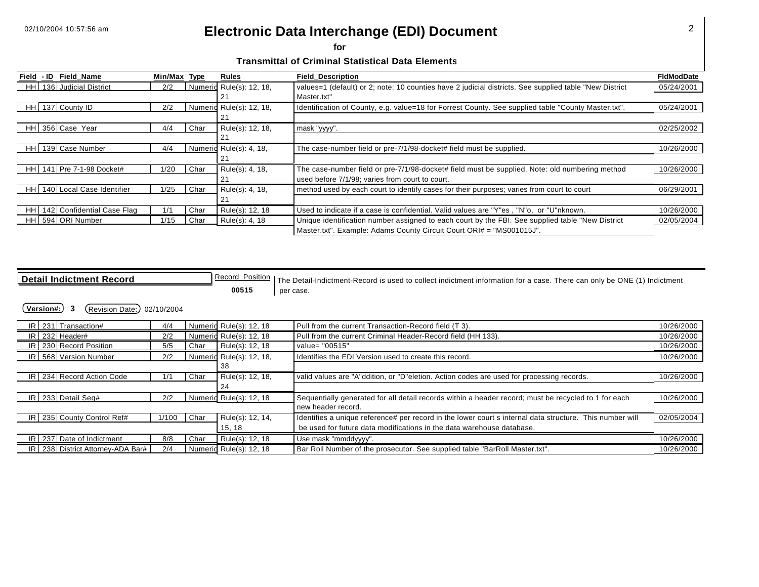# Electronic Data Interchange (EDI) Document

**for**

**Transmittal of Criminal Statistical Data Elements**

| Field | - ID | Field_Name | Min/Max | Type | Rules | Field_Description | FldModDate |
|---|---|---|---|---|---|---|---|
| HH | 136 | Judicial District | 2/2 | Numeric | Rule(s): 12, 18, 21 | values=1 (default) or 2; note: 10 counties have 2 judicial districts. See supplied table "New District Master.txt" | 05/24/2001 |
| HH | 137 | County ID | 2/2 | Numeric | Rule(s): 12, 18, 21 | Identification of County, e.g. value=18 for Forrest County. See supplied table "County Master.txt". | 05/24/2001 |
| HH | 356 | Case Year | 4/4 | Char | Rule(s): 12, 18, 21 | mask "yyyy". | 02/25/2002 |
| HH | 139 | Case Number | 4/4 | Numeric | Rule(s): 4, 18, 21 | The case-number field or pre-7/1/98-docket# field must be supplied. | 10/26/2000 |
| HH | 141 | Pre 7-1-98 Docket# | 1/20 | Char | Rule(s): 4, 18, 21 | The case-number field or pre-7/1/98-docket# field must be supplied. Note: old numbering method used before 7/1/98; varies from court to court. | 10/26/2000 |
| HH | 140 | Local Case Identifier | 1/25 | Char | Rule(s): 4, 18, 21 | method used by each court to identify cases for their purposes; varies from court to court | 06/29/2001 |
| HH | 142 | Confidential Case Flag | 1/1 | Char | Rule(s): 12, 18 | Used to indicate if a case is confidential. Valid values are "Y"es , "N"o, or "U"nknown. | 10/26/2000 |
| HH | 594 | ORI Number | 1/15 | Char | Rule(s): 4, 18 | Unique identification number assigned to each court by the FBI. See supplied table "New District Master.txt". Example: Adams County Circuit Court ORI# = "MS001015J". | 02/05/2004 |

## Detail Indictment Record

Record Position **00515**

The Detail-Indictment-Record is used to collect indictment information for a case. There can only be ONE (1) Indictment per case.

**Version#:** **3** Revision Date: 02/10/2004

| Field | - ID | Field_Name | Min/Max | Type | Rules | Field_Description | FldModDate |
|---|---|---|---|---|---|---|---|
| IR | 231 | Transaction# | 4/4 | Numeric | Rule(s): 12, 18 | Pull from the current Transaction-Record field (T 3). | 10/26/2000 |
| IR | 232 | Header# | 2/2 | Numeric | Rule(s): 12, 18 | Pull from the current Criminal Header-Record field (HH 133). | 10/26/2000 |
| IR | 230 | Record Position | 5/5 | Char | Rule(s): 12, 18 | value= "00515" | 10/26/2000 |
| IR | 568 | Version Number | 2/2 | Numeric | Rule(s): 12, 18, 38 | Identifies the EDI Version used to create this record. | 10/26/2000 |
| IR | 234 | Record Action Code | 1/1 | Char | Rule(s): 12, 18, 24 | valid values are "A"ddition, or "D"eletion. Action codes are used for processing records. | 10/26/2000 |
| IR | 233 | Detail Seq# | 2/2 | Numeric | Rule(s): 12, 18 | Sequentially generated for all detail records within a header record; must be recycled to 1 for each new header record. | 10/26/2000 |
| IR | 235 | County Control Ref# | 1/100 | Char | Rule(s): 12, 14, 15, 18 | Identifies a unique reference# per record in the lower court s internal data structure. This number will be used for future data modifications in the data warehouse database. | 02/05/2004 |
| IR | 237 | Date of Indictment | 8/8 | Char | Rule(s): 12, 18 | Use mask "mmddyyyy". | 10/26/2000 |
| IR | 238 | District Attorney-ADA Bar# | 2/4 | Numeric | Rule(s): 12, 18 | Bar Roll Number of the prosecutor. See supplied table "BarRoll Master.txt". | 10/26/2000 |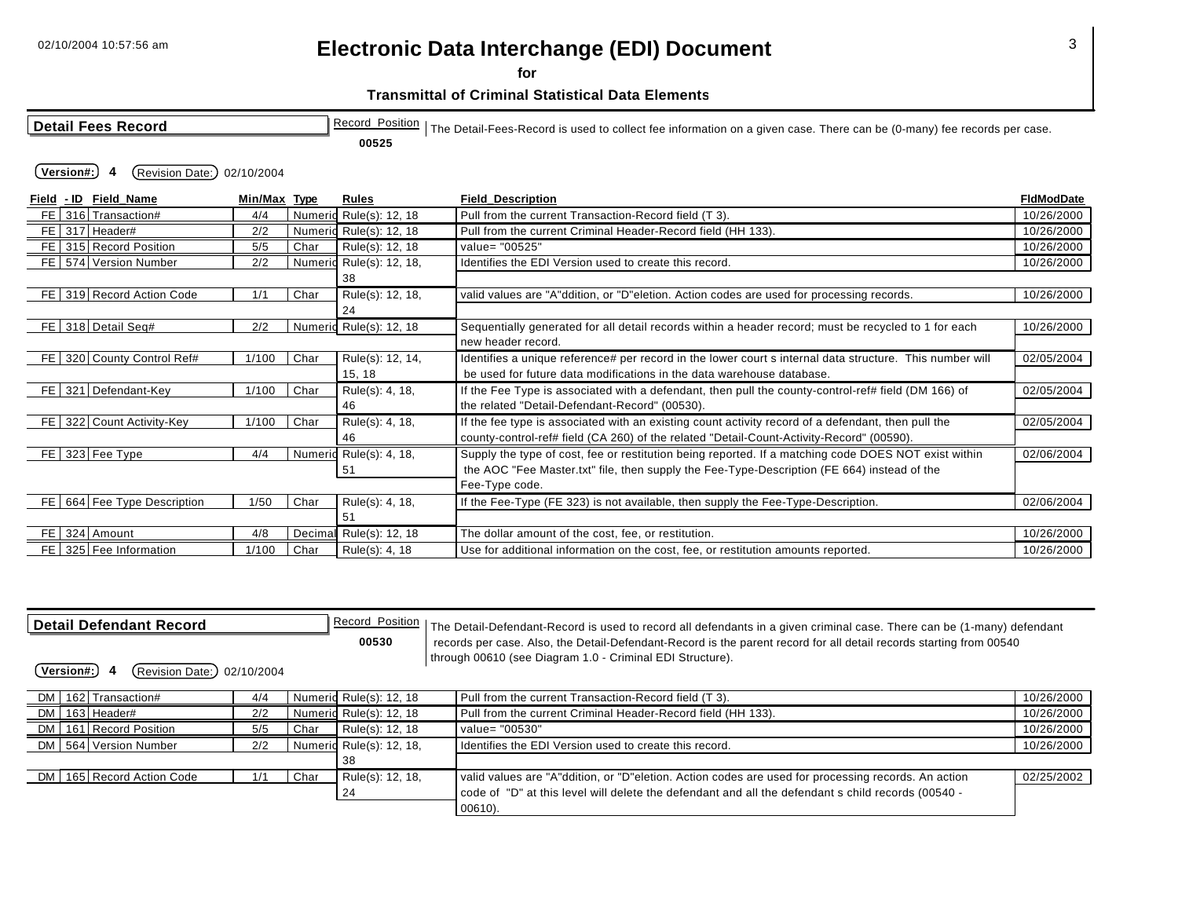# Electronic Data Interchange (EDI) Document

**for**

**Transmittal of Criminal Statistical Data Elements**

## Detail Fees Record

Record Position: **00525**

The Detail-Fees-Record is used to collect fee information on a given case. There can be (0-many) fee records per case.

**Version#:** 4 **Revision Date:** 02/10/2004

| Field | - ID | Field_Name | Min/Max | Type | Rules | Field_Description | FldModDate |
|---|---|---|---|---|---|---|---|
| FE | 316 | Transaction# | 4/4 | Numeric | Rule(s): 12, 18 | Pull from the current Transaction-Record field (T 3). | 10/26/2000 |
| FE | 317 | Header# | 2/2 | Numeric | Rule(s): 12, 18 | Pull from the current Criminal Header-Record field (HH 133). | 10/26/2000 |
| FE | 315 | Record Position | 5/5 | Char | Rule(s): 12, 18 | value= "00525" | 10/26/2000 |
| FE | 574 | Version Number | 2/2 | Numeric | Rule(s): 12, 18, 38 | Identifies the EDI Version used to create this record. | 10/26/2000 |
| FE | 319 | Record Action Code | 1/1 | Char | Rule(s): 12, 18, 24 | valid values are "A"ddition, or "D"eletion. Action codes are used for processing records. | 10/26/2000 |
| FE | 318 | Detail Seq# | 2/2 | Numeric | Rule(s): 12, 18 | Sequentially generated for all detail records within a header record; must be recycled to 1 for each new header record. | 10/26/2000 |
| FE | 320 | County Control Ref# | 1/100 | Char | Rule(s): 12, 14, 15, 18 | Identifies a unique reference# per record in the lower court s internal data structure. This number will be used for future data modifications in the data warehouse database. | 02/05/2004 |
| FE | 321 | Defendant-Key | 1/100 | Char | Rule(s): 4, 18, 46 | If the Fee Type is associated with a defendant, then pull the county-control-ref# field (DM 166) of the related "Detail-Defendant-Record" (00530). | 02/05/2004 |
| FE | 322 | Count Activity-Key | 1/100 | Char | Rule(s): 4, 18, 46 | If the fee type is associated with an existing count activity record of a defendant, then pull the county-control-ref# field (CA 260) of the related "Detail-Count-Activity-Record" (00590). | 02/05/2004 |
| FE | 323 | Fee Type | 4/4 | Numeric | Rule(s): 4, 18, 51 | Supply the type of cost, fee or restitution being reported. If a matching code DOES NOT exist within the AOC "Fee Master.txt" file, then supply the Fee-Type-Description (FE 664) instead of the Fee-Type code. | 02/06/2004 |
| FE | 664 | Fee Type Description | 1/50 | Char | Rule(s): 4, 18, 51 | If the Fee-Type (FE 323) is not available, then supply the Fee-Type-Description. | 02/06/2004 |
| FE | 324 | Amount | 4/8 | Decimal | Rule(s): 12, 18 | The dollar amount of the cost, fee, or restitution. | 10/26/2000 |
| FE | 325 | Fee Information | 1/100 | Char | Rule(s): 4, 18 | Use for additional information on the cost, fee, or restitution amounts reported. | 10/26/2000 |

## Detail Defendant Record

Record Position: **00530**

The Detail-Defendant-Record is used to record all defendants in a given criminal case. There can be (1-many) defendant records per case. Also, the Detail-Defendant-Record is the parent record for all detail records starting from 00540 through 00610 (see Diagram 1.0 - Criminal EDI Structure).

**Version#:** 4 **Revision Date:** 02/10/2004

| Field | - ID | Field_Name | Min/Max | Type | Rules | Field_Description | FldModDate |
|---|---|---|---|---|---|---|---|
| DM | 162 | Transaction# | 4/4 | Numeric | Rule(s): 12, 18 | Pull from the current Transaction-Record field (T 3). | 10/26/2000 |
| DM | 163 | Header# | 2/2 | Numeric | Rule(s): 12, 18 | Pull from the current Criminal Header-Record field (HH 133). | 10/26/2000 |
| DM | 161 | Record Position | 5/5 | Char | Rule(s): 12, 18 | value= "00530" | 10/26/2000 |
| DM | 564 | Version Number | 2/2 | Numeric | Rule(s): 12, 18, 38 | Identifies the EDI Version used to create this record. | 10/26/2000 |
| DM | 165 | Record Action Code | 1/1 | Char | Rule(s): 12, 18, 24 | valid values are "A"ddition, or "D"eletion. Action codes are used for processing records. An action code of "D" at this level will delete the defendant and all the defendant s child records (00540 - 00610). | 02/25/2002 |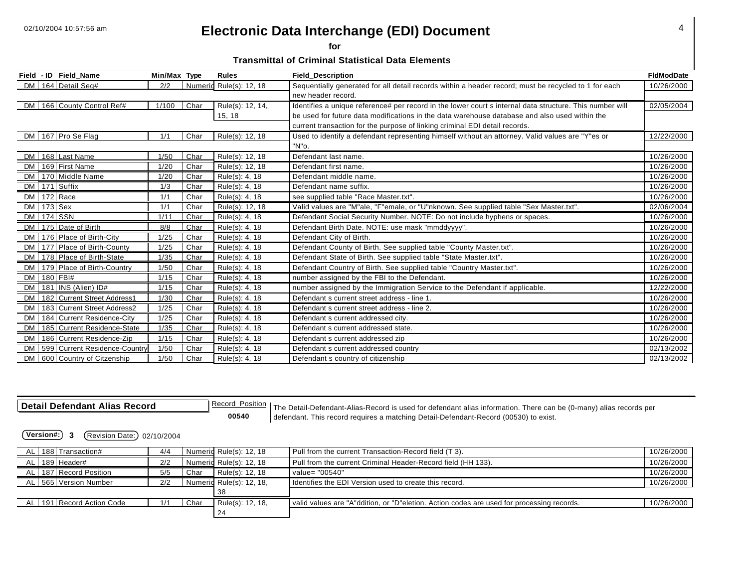| Field | - ID | Field_Name | Min/Max | Type | Rules | Field_Description | FldModDate |
|---|---|---|---|---|---|---|---|
| DM | 164 | Detail Seq# | 2/2 | Numeric | Rule(s): 12, 18 | Sequentially generated for all detail records within a header record; must be recycled to 1 for each new header record. | 10/26/2000 |
| DM | 166 | County Control Ref# | 1/100 | Char | Rule(s): 12, 14, 15, 18 | Identifies a unique reference# per record in the lower court s internal data structure. This number will be used for future data modifications in the data warehouse database and also used within the current transaction for the purpose of linking criminal EDI detail records. | 02/05/2004 |
| DM | 167 | Pro Se Flag | 1/1 | Char | Rule(s): 12, 18 | Used to identify a defendant representing himself without an attorney. Valid values are "Y"es or "N"o. | 12/22/2000 |
| DM | 168 | Last Name | 1/50 | Char | Rule(s): 12, 18 | Defendant last name. | 10/26/2000 |
| DM | 169 | First Name | 1/20 | Char | Rule(s): 12, 18 | Defendant first name. | 10/26/2000 |
| DM | 170 | Middle Name | 1/20 | Char | Rule(s): 4, 18 | Defendant middle name. | 10/26/2000 |
| DM | 171 | Suffix | 1/3 | Char | Rule(s): 4, 18 | Defendant name suffix. | 10/26/2000 |
| DM | 172 | Race | 1/1 | Char | Rule(s): 4, 18 | see supplied table "Race Master.txt". | 10/26/2000 |
| DM | 173 | Sex | 1/1 | Char | Rule(s): 12, 18 | Valid values are "M"ale, "F"emale, or "U"nknown. See supplied table "Sex Master.txt". | 02/06/2004 |
| DM | 174 | SSN | 1/11 | Char | Rule(s): 4, 18 | Defendant Social Security Number. NOTE: Do not include hyphens or spaces. | 10/26/2000 |
| DM | 175 | Date of Birth | 8/8 | Char | Rule(s): 4, 18 | Defendant Birth Date. NOTE: use mask "mmddyyyy". | 10/26/2000 |
| DM | 176 | Place of Birth-City | 1/25 | Char | Rule(s): 4, 18 | Defendant City of Birth. | 10/26/2000 |
| DM | 177 | Place of Birth-County | 1/25 | Char | Rule(s): 4, 18 | Defendant County of Birth. See supplied table "County Master.txt". | 10/26/2000 |
| DM | 178 | Place of Birth-State | 1/35 | Char | Rule(s): 4, 18 | Defendant State of Birth. See supplied table "State Master.txt". | 10/26/2000 |
| DM | 179 | Place of Birth-Country | 1/50 | Char | Rule(s): 4, 18 | Defendant Country of Birth. See supplied table "Country Master.txt". | 10/26/2000 |
| DM | 180 | FBI# | 1/15 | Char | Rule(s): 4, 18 | number assigned by the FBI to the Defendant. | 10/26/2000 |
| DM | 181 | INS (Alien) ID# | 1/15 | Char | Rule(s): 4, 18 | number assigned by the Immigration Service to the Defendant if applicable. | 12/22/2000 |
| DM | 182 | Current Street Address1 | 1/30 | Char | Rule(s): 4, 18 | Defendant s current street address - line 1. | 10/26/2000 |
| DM | 183 | Current Street Address2 | 1/25 | Char | Rule(s): 4, 18 | Defendant s current street address - line 2. | 10/26/2000 |
| DM | 184 | Current Residence-City | 1/25 | Char | Rule(s): 4, 18 | Defendant s current addressed city. | 10/26/2000 |
| DM | 185 | Current Residence-State | 1/35 | Char | Rule(s): 4, 18 | Defendant s current addressed state. | 10/26/2000 |
| DM | 186 | Current Residence-Zip | 1/15 | Char | Rule(s): 4, 18 | Defendant s current addressed zip | 10/26/2000 |
| DM | 599 | Current Residence-Country | 1/50 | Char | Rule(s): 4, 18 | Defendant s current addressed country | 02/13/2002 |
| DM | 600 | Country of Citzenship | 1/50 | Char | Rule(s): 4, 18 | Defendant s country of citizenship | 02/13/2002 |

## Detail Defendant Alias Record

Record Position **00540**

The Detail-Defendant-Alias-Record is used for defendant alias information. There can be (0-many) alias records per defendant. This record requires a matching Detail-Defendant-Record (00530) to exist.

**Version#: 3** Revision Date: 02/10/2004

| Field | - ID | Field_Name | Min/Max | Type | Rules | Field_Description | FldModDate |
|---|---|---|---|---|---|---|---|
| AL | 188 | Transaction# | 4/4 | Numeric | Rule(s): 12, 18 | Pull from the current Transaction-Record field (T 3). | 10/26/2000 |
| AL | 189 | Header# | 2/2 | Numeric | Rule(s): 12, 18 | Pull from the current Criminal Header-Record field (HH 133). | 10/26/2000 |
| AL | 187 | Record Position | 5/5 | Char | Rule(s): 12, 18 | value= "00540" | 10/26/2000 |
| AL | 565 | Version Number | 2/2 | Numeric | Rule(s): 12, 18, 38 | Identifies the EDI Version used to create this record. | 10/26/2000 |
| AL | 191 | Record Action Code | 1/1 | Char | Rule(s): 12, 18, 24 | valid values are "A"ddition, or "D"eletion. Action codes are used for processing records. | 10/26/2000 |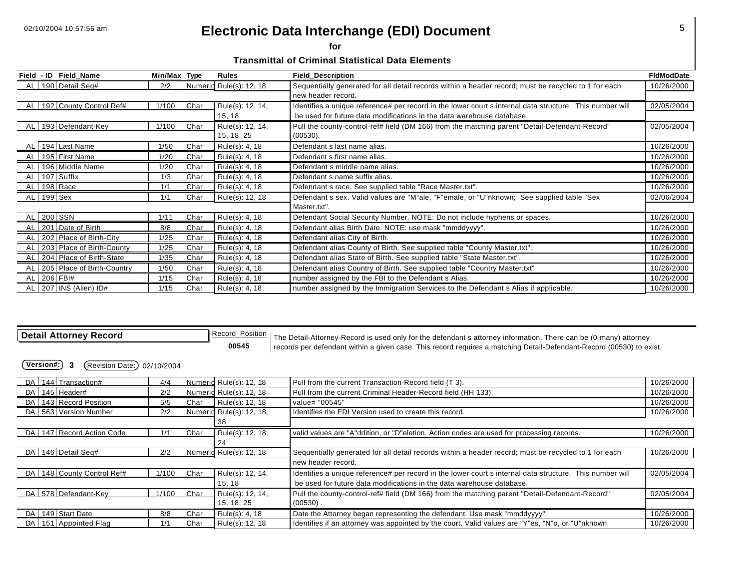| Field | - ID | Field_Name | Min/Max | Type | Rules | Field_Description | FldModDate |
|---|---|---|---|---|---|---|---|
| AL | 190 | Detail Seq# | 2/2 | Numeric | Rule(s): 12, 18 | Sequentially generated for all detail records within a header record; must be recycled to 1 for each new header record. | 10/26/2000 |
| AL | 192 | County Control Ref# | 1/100 | Char | Rule(s): 12, 14, 15, 18 | Identifies a unique reference# per record in the lower court s internal data structure. This number will be used for future data modifications in the data warehouse database. | 02/05/2004 |
| AL | 193 | Defendant-Key | 1/100 | Char | Rule(s): 12, 14, 15, 18, 25 | Pull the county-control-ref# field (DM 166) from the matching parent "Detail-Defendant-Record" (00530). | 02/05/2004 |
| AL | 194 | Last Name | 1/50 | Char | Rule(s): 4, 18 | Defendant s last name alias. | 10/26/2000 |
| AL | 195 | First Name | 1/20 | Char | Rule(s): 4, 18 | Defendant s first name alias. | 10/26/2000 |
| AL | 196 | Middle Name | 1/20 | Char | Rule(s): 4, 18 | Defendant s middle name alias. | 10/26/2000 |
| AL | 197 | Suffix | 1/3 | Char | Rule(s): 4, 18 | Defendant s name suffix alias. | 10/26/2000 |
| AL | 198 | Race | 1/1 | Char | Rule(s): 4, 18 | Defendant s race. See supplied table "Race Master.txt". | 10/26/2000 |
| AL | 199 | Sex | 1/1 | Char | Rule(s): 12, 18 | Defendant s sex. Valid values are "M"ale, "F"emale, or "U"nknown; See supplied table "Sex Master.txt". | 02/06/2004 |
| AL | 200 | SSN | 1/11 | Char | Rule(s): 4, 18 | Defendant Social Security Number. NOTE: Do not include hyphens or spaces. | 10/26/2000 |
| AL | 201 | Date of Birth | 8/8 | Char | Rule(s): 4, 18 | Defendant alias Birth Date. NOTE: use mask "mmddyyyy". | 10/26/2000 |
| AL | 202 | Place of Birth-City | 1/25 | Char | Rule(s): 4, 18 | Defendant alias City of Birth. | 10/26/2000 |
| AL | 203 | Place of Birth-County | 1/25 | Char | Rule(s): 4, 18 | Defendant alias County of Birth. See supplied table "County Master.txt". | 10/26/2000 |
| AL | 204 | Place of Birth-State | 1/35 | Char | Rule(s): 4, 18 | Defendant alias State of Birth. See supplied table "State Master.txt". | 10/26/2000 |
| AL | 205 | Place of Birth-Country | 1/50 | Char | Rule(s): 4, 18 | Defendant alias Country of Birth. See supplied table "Country Master.txt" | 10/26/2000 |
| AL | 206 | FBI# | 1/15 | Char | Rule(s): 4, 18 | number assigned by the FBI to the Defendant s Alias. | 10/26/2000 |
| AL | 207 | INS (Alien) ID# | 1/15 | Char | Rule(s): 4, 18 | number assigned by the Immigration Services to the Defendant s Alias if applicable. | 10/26/2000 |

## Detail Attorney Record

Record Position **00545**

The Detail-Attorney-Record is used only for the defendant s attorney information. There can be (0-many) attorney records per defendant within a given case. This record requires a matching Detail-Defendant-Record (00530) to exist.

**Version#: 3** Revision Date: 02/10/2004

| Field | - ID | Field_Name | Min/Max | Type | Rules | Field_Description | FldModDate |
|---|---|---|---|---|---|---|---|
| DA | 144 | Transaction# | 4/4 | Numeric | Rule(s): 12, 18 | Pull from the current Transaction-Record field (T 3). | 10/26/2000 |
| DA | 145 | Header# | 2/2 | Numeric | Rule(s): 12, 18 | Pull from the current Criminal Header-Record field (HH 133). | 10/26/2000 |
| DA | 143 | Record Position | 5/5 | Char | Rule(s): 12, 18 | value= "00545" | 10/26/2000 |
| DA | 563 | Version Number | 2/2 | Numeric | Rule(s): 12, 18, 38 | Identifies the EDI Version used to create this record. | 10/26/2000 |
| DA | 147 | Record Action Code | 1/1 | Char | Rule(s): 12, 18, 24 | valid values are "A"ddition, or "D"eletion. Action codes are used for processing records. | 10/26/2000 |
| DA | 146 | Detail Seq# | 2/2 | Numeric | Rule(s): 12, 18 | Sequentially generated for all detail records within a header record; must be recycled to 1 for each new header record. | 10/26/2000 |
| DA | 148 | County Control Ref# | 1/100 | Char | Rule(s): 12, 14, 15, 18 | Identifies a unique reference# per record in the lower court s internal data structure. This number will be used for future data modifications in the data warehouse database. | 02/05/2004 |
| DA | 578 | Defendant-Key | 1/100 | Char | Rule(s): 12, 14, 15, 18, 25 | Pull the county-control-ref# field (DM 166) from the matching parent "Detail-Defendant-Record" (00530) . | 02/05/2004 |
| DA | 149 | Start Date | 8/8 | Char | Rule(s): 4, 18 | Date the Attorney began representing the defendant. Use mask "mmddyyyy". | 10/26/2000 |
| DA | 151 | Appointed Flag | 1/1 | Char | Rule(s): 12, 18 | Identifies if an attorney was appointed by the court. Valid values are "Y"es, "N"o, or "U"nknown. | 10/26/2000 |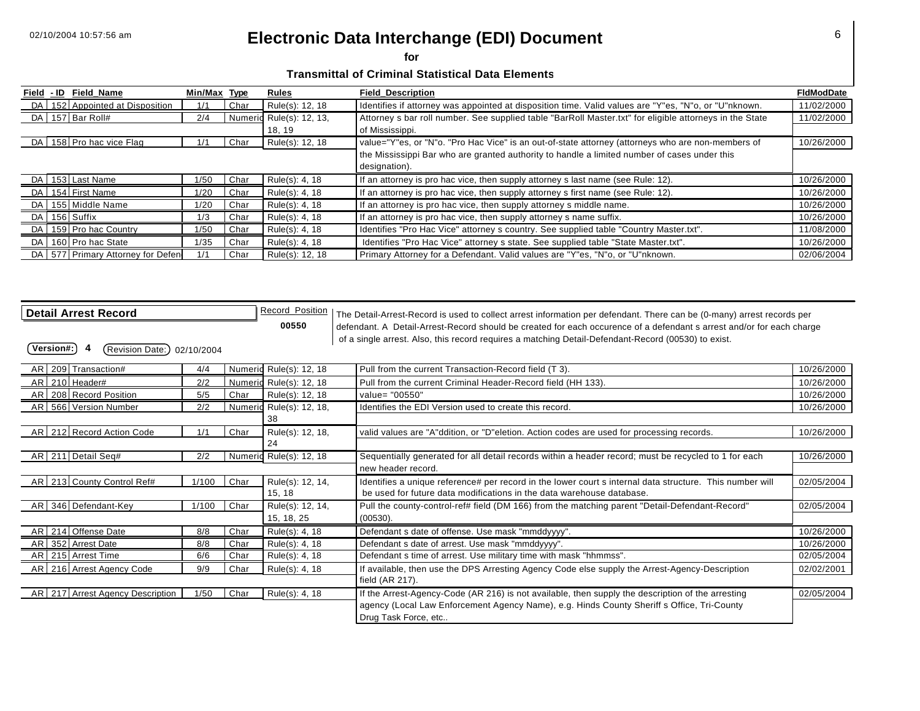# Electronic Data Interchange (EDI) Document

**for**

**Transmittal of Criminal Statistical Data Elements**

| Field | - ID | Field_Name | Min/Max | Type | Rules | Field_Description | FldModDate |
|---|---|---|---|---|---|---|---|
| DA | 152 | Appointed at Disposition | 1/1 | Char | Rule(s): 12, 18 | Identifies if attorney was appointed at disposition time. Valid values are "Y"es, "N"o, or "U"nknown. | 11/02/2000 |
| DA | 157 | Bar Roll# | 2/4 | Numeric | Rule(s): 12, 13, 18, 19 | Attorney s bar roll number. See supplied table "BarRoll Master.txt" for eligible attorneys in the State of Mississippi. | 11/02/2000 |
| DA | 158 | Pro hac vice Flag | 1/1 | Char | Rule(s): 12, 18 | value="Y"es, or "N"o. "Pro Hac Vice" is an out-of-state attorney (attorneys who are non-members of the Mississippi Bar who are granted authority to handle a limited number of cases under this designation). | 10/26/2000 |
| DA | 153 | Last Name | 1/50 | Char | Rule(s): 4, 18 | If an attorney is pro hac vice, then supply attorney s last name (see Rule: 12). | 10/26/2000 |
| DA | 154 | First Name | 1/20 | Char | Rule(s): 4, 18 | If an attorney is pro hac vice, then supply attorney s first name (see Rule: 12). | 10/26/2000 |
| DA | 155 | Middle Name | 1/20 | Char | Rule(s): 4, 18 | If an attorney is pro hac vice, then supply attorney s middle name. | 10/26/2000 |
| DA | 156 | Suffix | 1/3 | Char | Rule(s): 4, 18 | If an attorney is pro hac vice, then supply attorney s name suffix. | 10/26/2000 |
| DA | 159 | Pro hac Country | 1/50 | Char | Rule(s): 4, 18 | Identifies "Pro Hac Vice" attorney s country. See supplied table "Country Master.txt". | 11/08/2000 |
| DA | 160 | Pro hac State | 1/35 | Char | Rule(s): 4, 18 | Identifies "Pro Hac Vice" attorney s state. See supplied table "State Master.txt". | 10/26/2000 |
| DA | 577 | Primary Attorney for Defen | 1/1 | Char | Rule(s): 12, 18 | Primary Attorney for a Defendant. Valid values are "Y"es, "N"o, or "U"nknown. | 02/06/2004 |

## Detail Arrest Record

Record Position **00550**

**Version#: 4** Revision Date: 02/10/2004

The Detail-Arrest-Record is used to collect arrest information per defendant. There can be (0-many) arrest records per defendant. A Detail-Arrest-Record should be created for each occurence of a defendant s arrest and/or for each charge of a single arrest. Also, this record requires a matching Detail-Defendant-Record (00530) to exist.

| Field | - ID | Field_Name | Min/Max | Type | Rules | Field_Description | FldModDate |
|---|---|---|---|---|---|---|---|
| AR | 209 | Transaction# | 4/4 | Numeric | Rule(s): 12, 18 | Pull from the current Transaction-Record field (T 3). | 10/26/2000 |
| AR | 210 | Header# | 2/2 | Numeric | Rule(s): 12, 18 | Pull from the current Criminal Header-Record field (HH 133). | 10/26/2000 |
| AR | 208 | Record Position | 5/5 | Char | Rule(s): 12, 18 | value= "00550" | 10/26/2000 |
| AR | 566 | Version Number | 2/2 | Numeric | Rule(s): 12, 18, 38 | Identifies the EDI Version used to create this record. | 10/26/2000 |
| AR | 212 | Record Action Code | 1/1 | Char | Rule(s): 12, 18, 24 | valid values are "A"ddition, or "D"eletion. Action codes are used for processing records. | 10/26/2000 |
| AR | 211 | Detail Seq# | 2/2 | Numeric | Rule(s): 12, 18 | Sequentially generated for all detail records within a header record; must be recycled to 1 for each new header record. | 10/26/2000 |
| AR | 213 | County Control Ref# | 1/100 | Char | Rule(s): 12, 14, 15, 18 | Identifies a unique reference# per record in the lower court s internal data structure. This number will be used for future data modifications in the data warehouse database. | 02/05/2004 |
| AR | 346 | Defendant-Key | 1/100 | Char | Rule(s): 12, 14, 15, 18, 25 | Pull the county-control-ref# field (DM 166) from the matching parent "Detail-Defendant-Record" (00530). | 02/05/2004 |
| AR | 214 | Offense Date | 8/8 | Char | Rule(s): 4, 18 | Defendant s date of offense. Use mask "mmddyyyy". | 10/26/2000 |
| AR | 352 | Arrest Date | 8/8 | Char | Rule(s): 4, 18 | Defendant s date of arrest. Use mask "mmddyyyy". | 10/26/2000 |
| AR | 215 | Arrest Time | 6/6 | Char | Rule(s): 4, 18 | Defendant s time of arrest. Use military time with mask "hhmmss". | 02/05/2004 |
| AR | 216 | Arrest Agency Code | 9/9 | Char | Rule(s): 4, 18 | If available, then use the DPS Arresting Agency Code else supply the Arrest-Agency-Description field (AR 217). | 02/02/2001 |
| AR | 217 | Arrest Agency Description | 1/50 | Char | Rule(s): 4, 18 | If the Arrest-Agency-Code (AR 216) is not available, then supply the description of the arresting agency (Local Law Enforcement Agency Name), e.g. Hinds County Sheriff s Office, Tri-County Drug Task Force, etc.. | 02/05/2004 |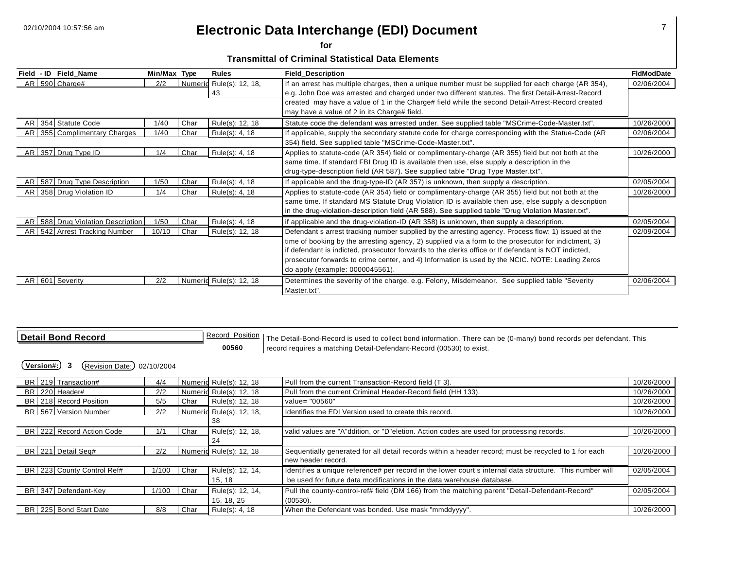| Field | - ID | Field_Name | Min/Max | Type | Rules | Field_Description | FldModDate |
|---|---|---|---|---|---|---|---|
| AR | 590 | Charge# | 2/2 | Numeric | Rule(s): 12, 18, 43 | If an arrest has multiple charges, then a unique number must be supplied for each charge (AR 354), e.g. John Doe was arrested and charged under two different statutes. The first Detail-Arrest-Record created may have a value of 1 in the Charge# field while the second Detail-Arrest-Record created may have a value of 2 in its Charge# field. | 02/06/2004 |
| AR | 354 | Statute Code | 1/40 | Char | Rule(s): 12, 18 | Statute code the defendant was arrested under. See supplied table "MSCrime-Code-Master.txt". | 10/26/2000 |
| AR | 355 | Complimentary Charges | 1/40 | Char | Rule(s): 4, 18 | If applicable, supply the secondary statute code for charge corresponding with the Statue-Code (AR 354) field. See supplied table "MSCrime-Code-Master.txt". | 02/06/2004 |
| AR | 357 | Drug Type ID | 1/4 | Char | Rule(s): 4, 18 | Applies to statute-code (AR 354) field or complimentary-charge (AR 355) field but not both at the same time. If standard FBI Drug ID is available then use, else supply a description in the drug-type-description field (AR 587). See supplied table "Drug Type Master.txt". | 10/26/2000 |
| AR | 587 | Drug Type Description | 1/50 | Char | Rule(s): 4, 18 | If applicable and the drug-type-ID (AR 357) is unknown, then supply a description. | 02/05/2004 |
| AR | 358 | Drug Violation ID | 1/4 | Char | Rule(s): 4, 18 | Applies to statute-code (AR 354) field or complimentary-charge (AR 355) field but not both at the same time. If standard MS Statute Drug Violation ID is available then use, else supply a description in the drug-violation-description field (AR 588). See supplied table "Drug Violation Master.txt". | 10/26/2000 |
| AR | 588 | Drug Violation Description | 1/50 | Char | Rule(s): 4, 18 | if applicable and the drug-violation-ID (AR 358) is unknown, then supply a description. | 02/05/2004 |
| AR | 542 | Arrest Tracking Number | 10/10 | Char | Rule(s): 12, 18 | Defendant s arrest tracking number supplied by the arresting agency. Process flow: 1) issued at the time of booking by the arresting agency, 2) supplied via a form to the prosecutor for indictment, 3) if defendant is indicted, prosecutor forwards to the clerks office or If defendant is NOT indicted, prosecutor forwards to crime center, and 4) Information is used by the NCIC. NOTE: Leading Zeros do apply (example: 0000045561). | 02/09/2004 |
| AR | 601 | Severity | 2/2 | Numeric | Rule(s): 12, 18 | Determines the severity of the charge, e.g. Felony, Misdemeanor. See supplied table "Severity Master.txt". | 02/06/2004 |

## Detail Bond Record

Record Position **00560**

The Detail-Bond-Record is used to collect bond information. There can be (0-many) bond records per defendant. This record requires a matching Detail-Defendant-Record (00530) to exist.

**Version#:** 3 **Revision Date:** 02/10/2004

| Field | - ID | Field_Name | Min/Max | Type | Rules | Field_Description | FldModDate |
|---|---|---|---|---|---|---|---|
| BR | 219 | Transaction# | 4/4 | Numeric | Rule(s): 12, 18 | Pull from the current Transaction-Record field (T 3). | 10/26/2000 |
| BR | 220 | Header# | 2/2 | Numeric | Rule(s): 12, 18 | Pull from the current Criminal Header-Record field (HH 133). | 10/26/2000 |
| BR | 218 | Record Position | 5/5 | Char | Rule(s): 12, 18 | value= "00560" | 10/26/2000 |
| BR | 567 | Version Number | 2/2 | Numeric | Rule(s): 12, 18, 38 | Identifies the EDI Version used to create this record. | 10/26/2000 |
| BR | 222 | Record Action Code | 1/1 | Char | Rule(s): 12, 18, 24 | valid values are "A"ddition, or "D"eletion. Action codes are used for processing records. | 10/26/2000 |
| BR | 221 | Detail Seq# | 2/2 | Numeric | Rule(s): 12, 18 | Sequentially generated for all detail records within a header record; must be recycled to 1 for each new header record. | 10/26/2000 |
| BR | 223 | County Control Ref# | 1/100 | Char | Rule(s): 12, 14, 15, 18 | Identifies a unique reference# per record in the lower court s internal data structure. This number will be used for future data modifications in the data warehouse database. | 02/05/2004 |
| BR | 347 | Defendant-Key | 1/100 | Char | Rule(s): 12, 14, 15, 18, 25 | Pull the county-control-ref# field (DM 166) from the matching parent "Detail-Defendant-Record" (00530). | 02/05/2004 |
| BR | 225 | Bond Start Date | 8/8 | Char | Rule(s): 4, 18 | When the Defendant was bonded. Use mask "mmddyyyy". | 10/26/2000 |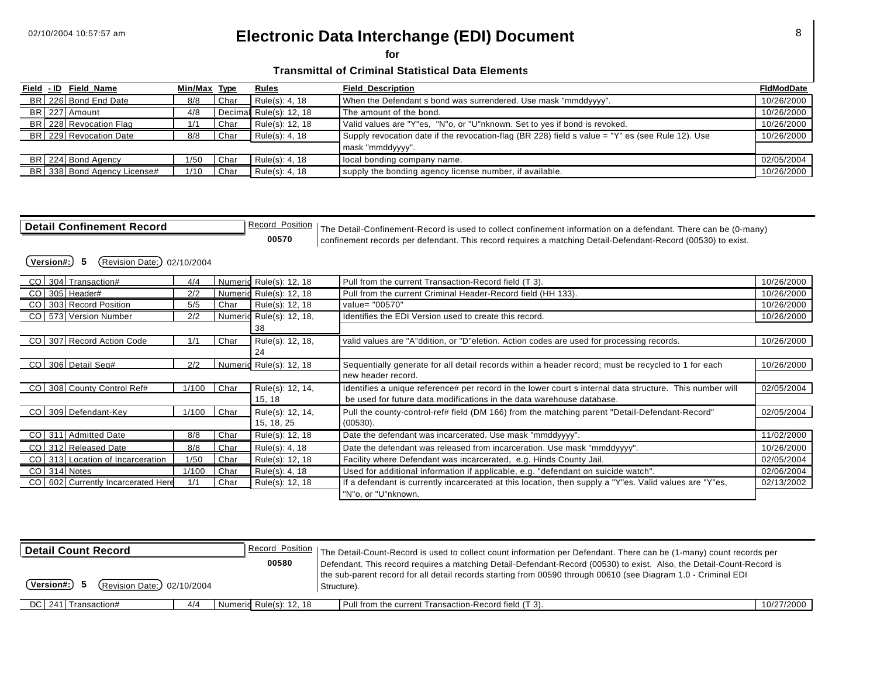# Electronic Data Interchange (EDI) Document

**for**

**Transmittal of Criminal Statistical Data Elements**

| Field | - ID | Field_Name | Min/Max | Type | Rules | Field_Description | FldModDate |
|---|---|---|---|---|---|---|---|
| BR | 226 | Bond End Date | 8/8 | Char | Rule(s): 4, 18 | When the Defendant s bond was surrendered. Use mask "mmddyyyy". | 10/26/2000 |
| BR | 227 | Amount | 4/8 | Decimal | Rule(s): 12, 18 | The amount of the bond. | 10/26/2000 |
| BR | 228 | Revocation Flag | 1/1 | Char | Rule(s): 12, 18 | Valid values are "Y"es, "N"o, or "U"nknown. Set to yes if bond is revoked. | 10/26/2000 |
| BR | 229 | Revocation Date | 8/8 | Char | Rule(s): 4, 18 | Supply revocation date if the revocation-flag (BR 228) field s value = "Y" es (see Rule 12). Use mask "mmddyyyy". | 10/26/2000 |
| BR | 224 | Bond Agency | 1/50 | Char | Rule(s): 4, 18 | local bonding company name. | 02/05/2004 |
| BR | 338 | Bond Agency License# | 1/10 | Char | Rule(s): 4, 18 | supply the bonding agency license number, if available. | 10/26/2000 |

## Detail Confinement Record

Record Position **00570**

The Detail-Confinement-Record is used to collect confinement information on a defendant. There can be (0-many) confinement records per defendant. This record requires a matching Detail-Defendant-Record (00530) to exist.

**Version#: 5** Revision Date: 02/10/2004

| Field | - ID | Field_Name | Min/Max | Type | Rules | Field_Description | FldModDate |
|---|---|---|---|---|---|---|---|
| CO | 304 | Transaction# | 4/4 | Numeric | Rule(s): 12, 18 | Pull from the current Transaction-Record field (T 3). | 10/26/2000 |
| CO | 305 | Header# | 2/2 | Numeric | Rule(s): 12, 18 | Pull from the current Criminal Header-Record field (HH 133). | 10/26/2000 |
| CO | 303 | Record Position | 5/5 | Char | Rule(s): 12, 18 | value= "00570" | 10/26/2000 |
| CO | 573 | Version Number | 2/2 | Numeric | Rule(s): 12, 18, 38 | Identifies the EDI Version used to create this record. | 10/26/2000 |
| CO | 307 | Record Action Code | 1/1 | Char | Rule(s): 12, 18, 24 | valid values are "A"ddition, or "D"eletion. Action codes are used for processing records. | 10/26/2000 |
| CO | 306 | Detail Seq# | 2/2 | Numeric | Rule(s): 12, 18 | Sequentially generate for all detail records within a header record; must be recycled to 1 for each new header record. | 10/26/2000 |
| CO | 308 | County Control Ref# | 1/100 | Char | Rule(s): 12, 14, 15, 18 | Identifies a unique reference# per record in the lower court s internal data structure. This number will be used for future data modifications in the data warehouse database. | 02/05/2004 |
| CO | 309 | Defendant-Key | 1/100 | Char | Rule(s): 12, 14, 15, 18, 25 | Pull the county-control-ref# field (DM 166) from the matching parent "Detail-Defendant-Record" (00530). | 02/05/2004 |
| CO | 311 | Admitted Date | 8/8 | Char | Rule(s): 12, 18 | Date the defendant was incarcerated. Use mask "mmddyyyy". | 11/02/2000 |
| CO | 312 | Released Date | 8/8 | Char | Rule(s): 4, 18 | Date the defendant was released from incarceration. Use mask "mmddyyyy". | 10/26/2000 |
| CO | 313 | Location of Incarceration | 1/50 | Char | Rule(s): 12, 18 | Facility where Defendant was incarcerated, e.g. Hinds County Jail. | 02/05/2004 |
| CO | 314 | Notes | 1/100 | Char | Rule(s): 4, 18 | Used for additional information if applicable, e.g. "defendant on suicide watch". | 02/06/2004 |
| CO | 602 | Currently Incarcerated Here | 1/1 | Char | Rule(s): 12, 18 | If a defendant is currently incarcerated at this location, then supply a "Y"es. Valid values are "Y"es, "N"o, or "U"nknown. | 02/13/2002 |

## Detail Count Record

Record Position **00580**

The Detail-Count-Record is used to collect count information per Defendant. There can be (1-many) count records per Defendant. This record requires a matching Detail-Defendant-Record (00530) to exist. Also, the Detail-Count-Record is the sub-parent record for all detail records starting from 00590 through 00610 (see Diagram 1.0 - Criminal EDI Structure).

**Version#: 5** Revision Date: 02/10/2004

| Field | - ID | Field_Name | Min/Max | Type | Rules | Field_Description | FldModDate |
|---|---|---|---|---|---|---|---|
| DC | 241 | Transaction# | 4/4 | Numeric | Rule(s): 12, 18 | Pull from the current Transaction-Record field (T 3). | 10/27/2000 |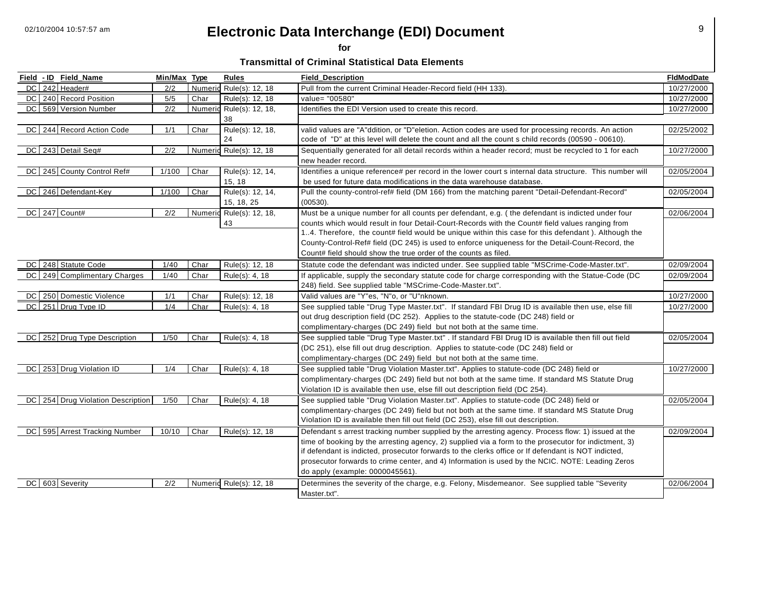# Electronic Data Interchange (EDI) Document

**for**

**Transmittal of Criminal Statistical Data Elements**

| Field | - ID | Field_Name | Min/Max | Type | Rules | Field_Description | FldModDate |
|---|---|---|---|---|---|---|---|
| DC | 242 | Header# | 2/2 | Numeric | Rule(s): 12, 18 | Pull from the current Criminal Header-Record field (HH 133). | 10/27/2000 |
| DC | 240 | Record Position | 5/5 | Char | Rule(s): 12, 18 | value= "00580" | 10/27/2000 |
| DC | 569 | Version Number | 2/2 | Numeric | Rule(s): 12, 18, 38 | Identifies the EDI Version used to create this record. | 10/27/2000 |
| DC | 244 | Record Action Code | 1/1 | Char | Rule(s): 12, 18, 24 | valid values are "A"ddition, or "D"eletion. Action codes are used for processing records. An action code of "D" at this level will delete the count and all the count s child records (00590 - 00610). | 02/25/2002 |
| DC | 243 | Detail Seq# | 2/2 | Numeric | Rule(s): 12, 18 | Sequentially generated for all detail records within a header record; must be recycled to 1 for each new header record. | 10/27/2000 |
| DC | 245 | County Control Ref# | 1/100 | Char | Rule(s): 12, 14, 15, 18 | Identifies a unique reference# per record in the lower court s internal data structure. This number will be used for future data modifications in the data warehouse database. | 02/05/2004 |
| DC | 246 | Defendant-Key | 1/100 | Char | Rule(s): 12, 14, 15, 18, 25 | Pull the county-control-ref# field (DM 166) from the matching parent "Detail-Defendant-Record" (00530). | 02/05/2004 |
| DC | 247 | Count# | 2/2 | Numeric | Rule(s): 12, 18, 43 | Must be a unique number for all counts per defendant, e.g. ( the defendant is indicted under four counts which would result in four Detail-Court-Records with the Count# field values ranging from 1..4. Therefore, the count# field would be unique within this case for this defendant ). Although the County-Control-Ref# field (DC 245) is used to enforce uniqueness for the Detail-Count-Record, the Count# field should show the true order of the counts as filed. | 02/06/2004 |
| DC | 248 | Statute Code | 1/40 | Char | Rule(s): 12, 18 | Statute code the defendant was indicted under. See supplied table "MSCrime-Code-Master.txt". | 02/09/2004 |
| DC | 249 | Complimentary Charges | 1/40 | Char | Rule(s): 4, 18 | If applicable, supply the secondary statute code for charge corresponding with the Statue-Code (DC 248) field. See supplied table "MSCrime-Code-Master.txt". | 02/09/2004 |
| DC | 250 | Domestic Violence | 1/1 | Char | Rule(s): 12, 18 | Valid values are "Y"es, "N"o, or "U"nknown. | 10/27/2000 |
| DC | 251 | Drug Type ID | 1/4 | Char | Rule(s): 4, 18 | See supplied table "Drug Type Master.txt". If standard FBI Drug ID is available then use, else fill out drug description field (DC 252). Applies to the statute-code (DC 248) field or complimentary-charges (DC 249) field but not both at the same time. | 10/27/2000 |
| DC | 252 | Drug Type Description | 1/50 | Char | Rule(s): 4, 18 | See supplied table "Drug Type Master.txt" . If standard FBI Drug ID is available then fill out field (DC 251), else fill out drug description. Applies to statute-code (DC 248) field or complimentary-charges (DC 249) field but not both at the same time. | 02/05/2004 |
| DC | 253 | Drug Violation ID | 1/4 | Char | Rule(s): 4, 18 | See supplied table "Drug Violation Master.txt". Applies to statute-code (DC 248) field or complimentary-charges (DC 249) field but not both at the same time. If standard MS Statute Drug Violation ID is available then use, else fill out description field (DC 254). | 10/27/2000 |
| DC | 254 | Drug Violation Description | 1/50 | Char | Rule(s): 4, 18 | See supplied table "Drug Violation Master.txt". Applies to statute-code (DC 248) field or complimentary-charges (DC 249) field but not both at the same time. If standard MS Statute Drug Violation ID is available then fill out field (DC 253), else fill out description. | 02/05/2004 |
| DC | 595 | Arrest Tracking Number | 10/10 | Char | Rule(s): 12, 18 | Defendant s arrest tracking number supplied by the arresting agency. Process flow: 1) issued at the time of booking by the arresting agency, 2) supplied via a form to the prosecutor for indictment, 3) if defendant is indicted, prosecutor forwards to the clerks office or If defendant is NOT indicted, prosecutor forwards to crime center, and 4) Information is used by the NCIC. NOTE: Leading Zeros do apply (example: 0000045561). | 02/09/2004 |
| DC | 603 | Severity | 2/2 | Numeric | Rule(s): 12, 18 | Determines the severity of the charge, e.g. Felony, Misdemeanor. See supplied table "Severity Master.txt". | 02/06/2004 |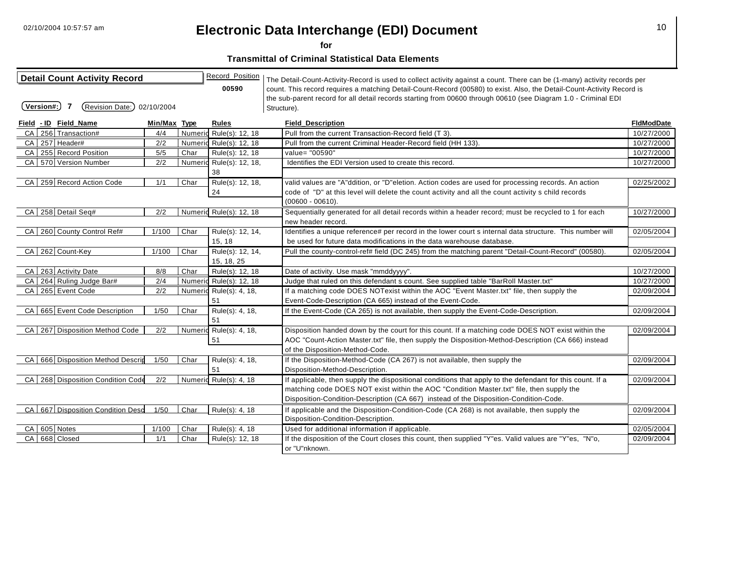# Electronic Data Interchange (EDI) Document

**for**

**Transmittal of Criminal Statistical Data Elements**

02/10/2004 10:57:57 am

## Detail Count Activity Record

Record Position: **00590**

Version#: **7** Revision Date: 02/10/2004

The Detail-Count-Activity-Record is used to collect activity against a count. There can be (1-many) activity records per count. This record requires a matching Detail-Count-Record (00580) to exist. Also, the Detail-Count-Activity Record is the sub-parent record for all detail records starting from 00600 through 00610 (see Diagram 1.0 - Criminal EDI Structure).

| Field | - ID | Field_Name | Min/Max | Type | Rules | Field_Description | FldModDate |
|---|---|---|---|---|---|---|---|
| CA | 256 | Transaction# | 4/4 | Numeric | Rule(s): 12, 18 | Pull from the current Transaction-Record field (T 3). | 10/27/2000 |
| CA | 257 | Header# | 2/2 | Numeric | Rule(s): 12, 18 | Pull from the current Criminal Header-Record field (HH 133). | 10/27/2000 |
| CA | 255 | Record Position | 5/5 | Char | Rule(s): 12, 18 | value= "00590" | 10/27/2000 |
| CA | 570 | Version Number | 2/2 | Numeric | Rule(s): 12, 18, 38 | Identifies the EDI Version used to create this record. | 10/27/2000 |
| CA | 259 | Record Action Code | 1/1 | Char | Rule(s): 12, 18, 24 | valid values are "A"ddition, or "D"eletion. Action codes are used for processing records. An action code of "D" at this level will delete the count activity and all the count activity s child records (00600 - 00610). | 02/25/2002 |
| CA | 258 | Detail Seq# | 2/2 | Numeric | Rule(s): 12, 18 | Sequentially generated for all detail records within a header record; must be recycled to 1 for each new header record. | 10/27/2000 |
| CA | 260 | County Control Ref# | 1/100 | Char | Rule(s): 12, 14, 15, 18 | Identifies a unique reference# per record in the lower court s internal data structure. This number will be used for future data modifications in the data warehouse database. | 02/05/2004 |
| CA | 262 | Count-Key | 1/100 | Char | Rule(s): 12, 14, 15, 18, 25 | Pull the county-control-ref# field (DC 245) from the matching parent "Detail-Count-Record" (00580). | 02/05/2004 |
| CA | 263 | Activity Date | 8/8 | Char | Rule(s): 12, 18 | Date of activity. Use mask "mmddyyyy". | 10/27/2000 |
| CA | 264 | Ruling Judge Bar# | 2/4 | Numeric | Rule(s): 12, 18 | Judge that ruled on this defendant s count. See supplied table "BarRoll Master.txt" | 10/27/2000 |
| CA | 265 | Event Code | 2/2 | Numeric | Rule(s): 4, 18, 51 | If a matching code DOES NOTexist within the AOC "Event Master.txt" file, then supply the Event-Code-Description (CA 665) instead of the Event-Code. | 02/09/2004 |
| CA | 665 | Event Code Description | 1/50 | Char | Rule(s): 4, 18, 51 | If the Event-Code (CA 265) is not available, then supply the Event-Code-Description. | 02/09/2004 |
| CA | 267 | Disposition Method Code | 2/2 | Numeric | Rule(s): 4, 18, 51 | Disposition handed down by the court for this count. If a matching code DOES NOT exist within the AOC "Count-Action Master.txt" file, then supply the Disposition-Method-Description (CA 666) instead of the Disposition-Method-Code. | 02/09/2004 |
| CA | 666 | Disposition Method Descrip | 1/50 | Char | Rule(s): 4, 18, 51 | If the Disposition-Method-Code (CA 267) is not available, then supply the Disposition-Method-Description. | 02/09/2004 |
| CA | 268 | Disposition Condition Code | 2/2 | Numeric | Rule(s): 4, 18 | If applicable, then supply the dispositional conditions that apply to the defendant for this count. If a matching code DOES NOT exist within the AOC "Condition Master.txt" file, then supply the Disposition-Condition-Description (CA 667) instead of the Disposition-Condition-Code. | 02/09/2004 |
| CA | 667 | Disposition Condition Desc | 1/50 | Char | Rule(s): 4, 18 | If applicable and the Disposition-Condition-Code (CA 268) is not available, then supply the Disposition-Condition-Description. | 02/09/2004 |
| CA | 605 | Notes | 1/100 | Char | Rule(s): 4, 18 | Used for additional information if applicable. | 02/05/2004 |
| CA | 668 | Closed | 1/1 | Char | Rule(s): 12, 18 | If the disposition of the Court closes this count, then supplied "Y"es. Valid values are "Y"es, "N"o, or "U"nknown. | 02/09/2004 |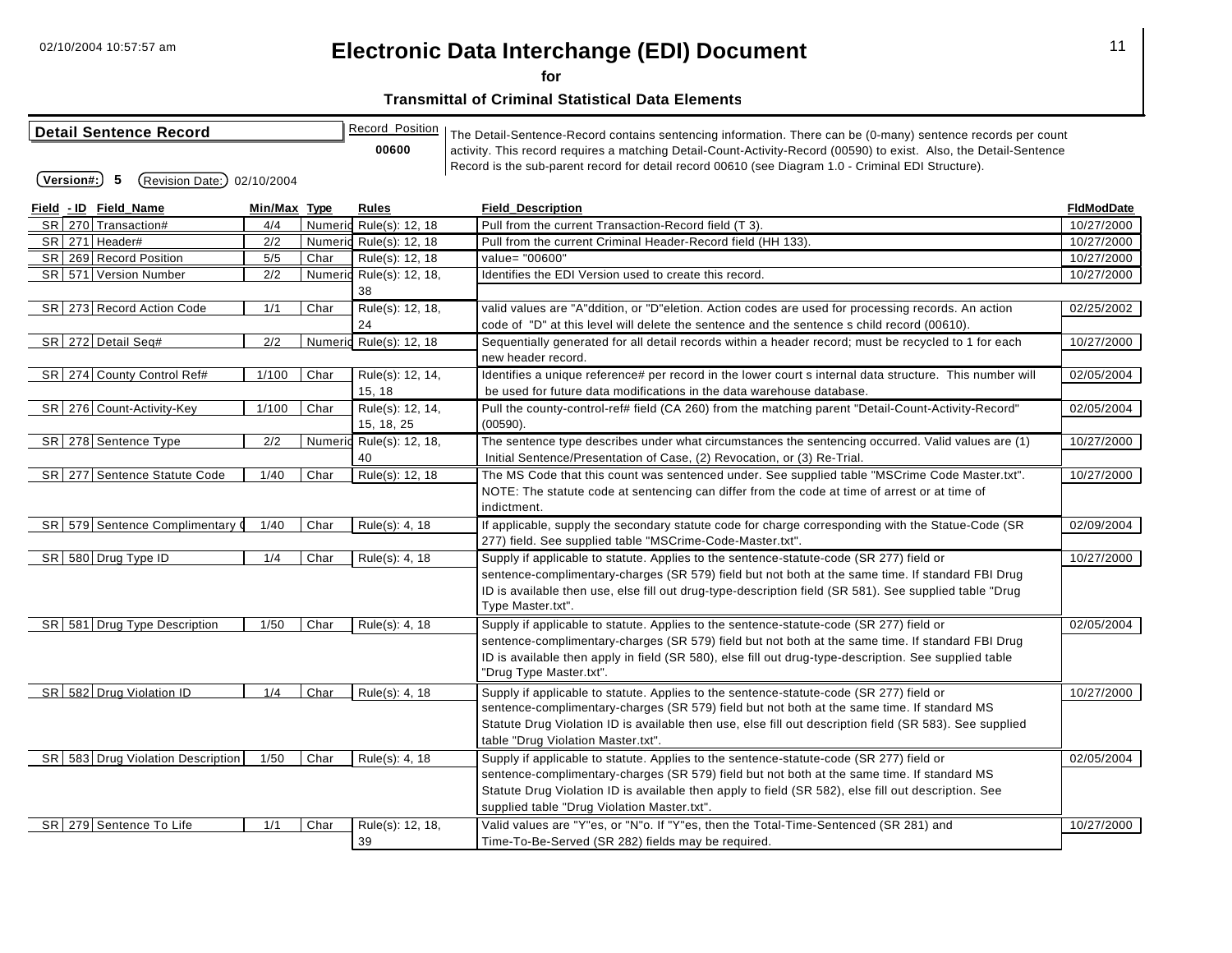# Electronic Data Interchange (EDI) Document

**for**

**Transmittal of Criminal Statistical Data Elements**

**Detail Sentence Record**

Record Position **00600**

The Detail-Sentence-Record contains sentencing information. There can be (0-many) sentence records per count activity. This record requires a matching Detail-Count-Activity-Record (00590) to exist. Also, the Detail-Sentence Record is the sub-parent record for detail record 00610 (see Diagram 1.0 - Criminal EDI Structure).

**Version#:** 5 **Revision Date:** 02/10/2004

| Field | - ID | Field_Name | Min/Max | Type | Rules | Field_Description | FldModDate |
|---|---|---|---|---|---|---|---|
| SR | 270 | Transaction# | 4/4 | Numeric | Rule(s): 12, 18 | Pull from the current Transaction-Record field (T 3). | 10/27/2000 |
| SR | 271 | Header# | 2/2 | Numeric | Rule(s): 12, 18 | Pull from the current Criminal Header-Record field (HH 133). | 10/27/2000 |
| SR | 269 | Record Position | 5/5 | Char | Rule(s): 12, 18 | value= "00600" | 10/27/2000 |
| SR | 571 | Version Number | 2/2 | Numeric | Rule(s): 12, 18, 38 | Identifies the EDI Version used to create this record. | 10/27/2000 |
| SR | 273 | Record Action Code | 1/1 | Char | Rule(s): 12, 18, 24 | valid values are "A"ddition, or "D"eletion. Action codes are used for processing records. An action code of "D" at this level will delete the sentence and the sentence s child record (00610). | 02/25/2002 |
| SR | 272 | Detail Seq# | 2/2 | Numeric | Rule(s): 12, 18 | Sequentially generated for all detail records within a header record; must be recycled to 1 for each new header record. | 10/27/2000 |
| SR | 274 | County Control Ref# | 1/100 | Char | Rule(s): 12, 14, 15, 18 | Identifies a unique reference# per record in the lower court s internal data structure. This number will be used for future data modifications in the data warehouse database. | 02/05/2004 |
| SR | 276 | Count-Activity-Key | 1/100 | Char | Rule(s): 12, 14, 15, 18, 25 | Pull the county-control-ref# field (CA 260) from the matching parent "Detail-Count-Activity-Record" (00590). | 02/05/2004 |
| SR | 278 | Sentence Type | 2/2 | Numeric | Rule(s): 12, 18, 40 | The sentence type describes under what circumstances the sentencing occurred. Valid values are (1) Initial Sentence/Presentation of Case, (2) Revocation, or (3) Re-Trial. | 10/27/2000 |
| SR | 277 | Sentence Statute Code | 1/40 | Char | Rule(s): 12, 18 | The MS Code that this count was sentenced under. See supplied table "MSCrime Code Master.txt". NOTE: The statute code at sentencing can differ from the code at time of arrest or at time of indictment. | 10/27/2000 |
| SR | 579 | Sentence Complimentary ( | 1/40 | Char | Rule(s): 4, 18 | If applicable, supply the secondary statute code for charge corresponding with the Statue-Code (SR 277) field. See supplied table "MSCrime-Code-Master.txt". | 02/09/2004 |
| SR | 580 | Drug Type ID | 1/4 | Char | Rule(s): 4, 18 | Supply if applicable to statute. Applies to the sentence-statute-code (SR 277) field or sentence-complimentary-charges (SR 579) field but not both at the same time. If standard FBI Drug ID is available then use, else fill out drug-type-description field (SR 581). See supplied table "Drug Type Master.txt". | 10/27/2000 |
| SR | 581 | Drug Type Description | 1/50 | Char | Rule(s): 4, 18 | Supply if applicable to statute. Applies to the sentence-statute-code (SR 277) field or sentence-complimentary-charges (SR 579) field but not both at the same time. If standard FBI Drug ID is available then apply in field (SR 580), else fill out drug-type-description. See supplied table "Drug Type Master.txt". | 02/05/2004 |
| SR | 582 | Drug Violation ID | 1/4 | Char | Rule(s): 4, 18 | Supply if applicable to statute. Applies to the sentence-statute-code (SR 277) field or sentence-complimentary-charges (SR 579) field but not both at the same time. If standard MS Statute Drug Violation ID is available then use, else fill out description field (SR 583). See supplied table "Drug Violation Master.txt". | 10/27/2000 |
| SR | 583 | Drug Violation Description | 1/50 | Char | Rule(s): 4, 18 | Supply if applicable to statute. Applies to the sentence-statute-code (SR 277) field or sentence-complimentary-charges (SR 579) field but not both at the same time. If standard MS Statute Drug Violation ID is available then apply to field (SR 582), else fill out description. See supplied table "Drug Violation Master.txt". | 02/05/2004 |
| SR | 279 | Sentence To Life | 1/1 | Char | Rule(s): 12, 18, 39 | Valid values are "Y"es, or "N"o. If "Y"es, then the Total-Time-Sentenced (SR 281) and Time-To-Be-Served (SR 282) fields may be required. | 10/27/2000 |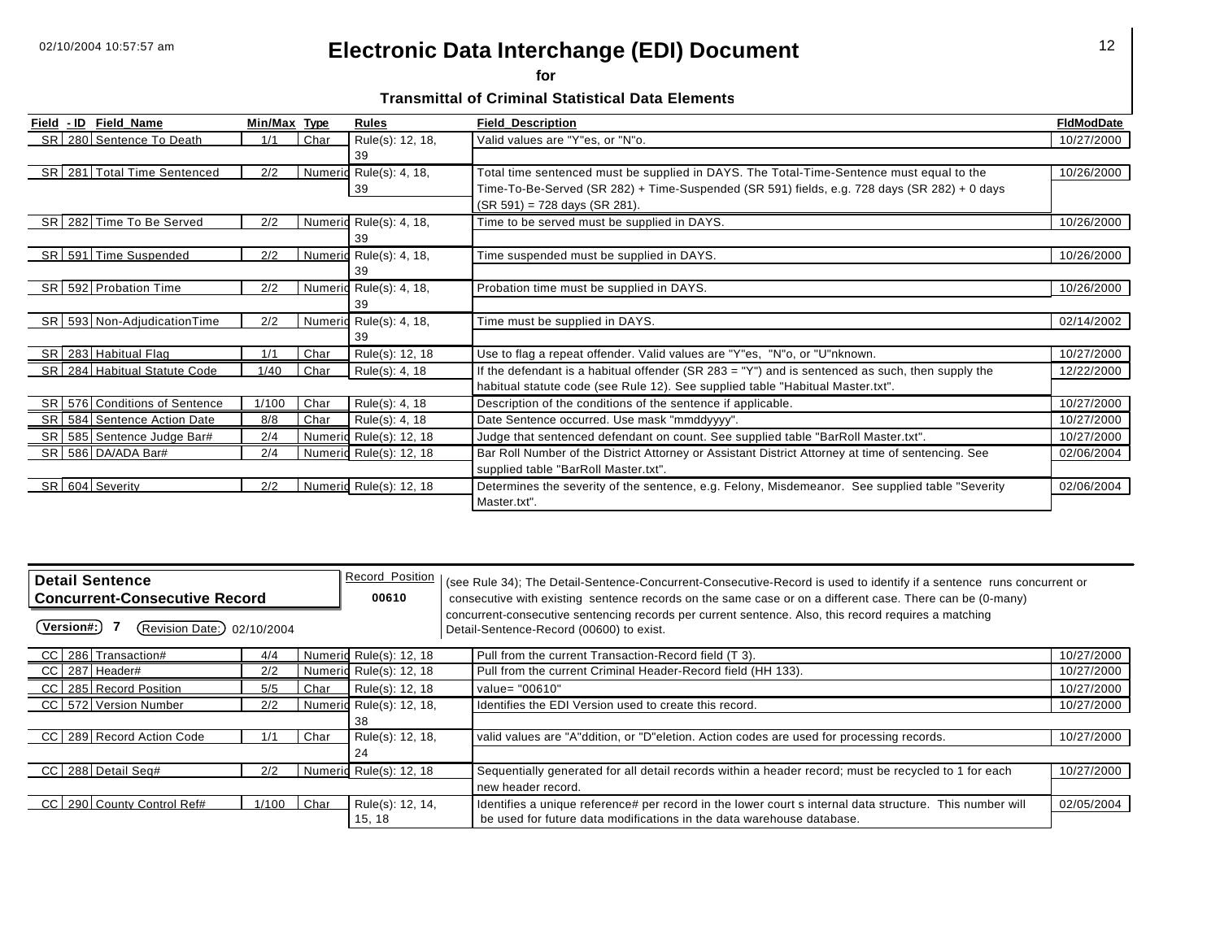# Electronic Data Interchange (EDI) Document

**for**

**Transmittal of Criminal Statistical Data Elements**

| Field | - ID | Field_Name | Min/Max | Type | Rules | Field_Description | FldModDate |
|---|---|---|---|---|---|---|---|
| SR | 280 | Sentence To Death | 1/1 | Char | Rule(s): 12, 18, 39 | Valid values are "Y"es, or "N"o. | 10/27/2000 |
| SR | 281 | Total Time Sentenced | 2/2 | Numeric | Rule(s): 4, 18, 39 | Total time sentenced must be supplied in DAYS. The Total-Time-Sentence must equal to the Time-To-Be-Served (SR 282) + Time-Suspended (SR 591) fields, e.g. 728 days (SR 282) + 0 days (SR 591) = 728 days (SR 281). | 10/26/2000 |
| SR | 282 | Time To Be Served | 2/2 | Numeric | Rule(s): 4, 18, 39 | Time to be served must be supplied in DAYS. | 10/26/2000 |
| SR | 591 | Time Suspended | 2/2 | Numeric | Rule(s): 4, 18, 39 | Time suspended must be supplied in DAYS. | 10/26/2000 |
| SR | 592 | Probation Time | 2/2 | Numeric | Rule(s): 4, 18, 39 | Probation time must be supplied in DAYS. | 10/26/2000 |
| SR | 593 | Non-AdjudicationTime | 2/2 | Numeric | Rule(s): 4, 18, 39 | Time must be supplied in DAYS. | 02/14/2002 |
| SR | 283 | Habitual Flag | 1/1 | Char | Rule(s): 12, 18 | Use to flag a repeat offender. Valid values are "Y"es, "N"o, or "U"nknown. | 10/27/2000 |
| SR | 284 | Habitual Statute Code | 1/40 | Char | Rule(s): 4, 18 | If the defendant is a habitual offender (SR 283 = "Y") and is sentenced as such, then supply the habitual statute code (see Rule 12). See supplied table "Habitual Master.txt". | 12/22/2000 |
| SR | 576 | Conditions of Sentence | 1/100 | Char | Rule(s): 4, 18 | Description of the conditions of the sentence if applicable. | 10/27/2000 |
| SR | 584 | Sentence Action Date | 8/8 | Char | Rule(s): 4, 18 | Date Sentence occurred. Use mask "mmddyyyy". | 10/27/2000 |
| SR | 585 | Sentence Judge Bar# | 2/4 | Numeric | Rule(s): 12, 18 | Judge that sentenced defendant on count. See supplied table "BarRoll Master.txt". | 10/27/2000 |
| SR | 586 | DA/ADA Bar# | 2/4 | Numeric | Rule(s): 12, 18 | Bar Roll Number of the District Attorney or Assistant District Attorney at time of sentencing. See supplied table "BarRoll Master.txt". | 02/06/2004 |
| SR | 604 | Severity | 2/2 | Numeric | Rule(s): 12, 18 | Determines the severity of the sentence, e.g. Felony, Misdemeanor. See supplied table "Severity Master.txt". | 02/06/2004 |

## Detail Sentence Concurrent-Consecutive Record

**Version#:** 7 &nbsp; Revision Date: 02/10/2004

Record Position: **00610**

(see Rule 34); The Detail-Sentence-Concurrent-Consecutive-Record is used to identify if a sentence runs concurrent or consecutive with existing sentence records on the same case or on a different case. There can be (0-many) concurrent-consecutive sentencing records per current sentence. Also, this record requires a matching Detail-Sentence-Record (00600) to exist.

| Field | - ID | Field_Name | Min/Max | Type | Rules | Field_Description | FldModDate |
|---|---|---|---|---|---|---|---|
| CC | 286 | Transaction# | 4/4 | Numeric | Rule(s): 12, 18 | Pull from the current Transaction-Record field (T 3). | 10/27/2000 |
| CC | 287 | Header# | 2/2 | Numeric | Rule(s): 12, 18 | Pull from the current Criminal Header-Record field (HH 133). | 10/27/2000 |
| CC | 285 | Record Position | 5/5 | Char | Rule(s): 12, 18 | value= "00610" | 10/27/2000 |
| CC | 572 | Version Number | 2/2 | Numeric | Rule(s): 12, 18, 38 | Identifies the EDI Version used to create this record. | 10/27/2000 |
| CC | 289 | Record Action Code | 1/1 | Char | Rule(s): 12, 18, 24 | valid values are "A"ddition, or "D"eletion. Action codes are used for processing records. | 10/27/2000 |
| CC | 288 | Detail Seq# | 2/2 | Numeric | Rule(s): 12, 18 | Sequentially generated for all detail records within a header record; must be recycled to 1 for each new header record. | 10/27/2000 |
| CC | 290 | County Control Ref# | 1/100 | Char | Rule(s): 12, 14, 15, 18 | Identifies a unique reference# per record in the lower court s internal data structure. This number will be used for future data modifications in the data warehouse database. | 02/05/2004 |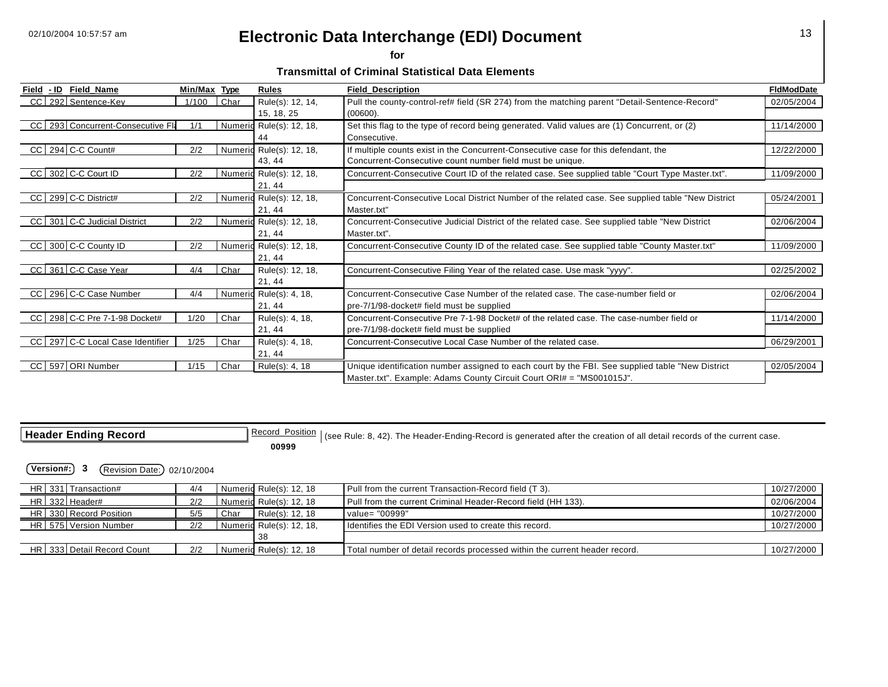# Electronic Data Interchange (EDI) Document

**for**

**Transmittal of Criminal Statistical Data Elements**

| Field | - ID | Field_Name | Min/Max | Type | Rules | Field_Description | FldModDate |
|---|---|---|---|---|---|---|---|
| CC | 292 | Sentence-Key | 1/100 | Char | Rule(s): 12, 14, 15, 18, 25 | Pull the county-control-ref# field (SR 274) from the matching parent "Detail-Sentence-Record" (00600). | 02/05/2004 |
| CC | 293 | Concurrent-Consecutive Fl | 1/1 | Numeric | Rule(s): 12, 18, 44 | Set this flag to the type of record being generated. Valid values are (1) Concurrent, or (2) Consecutive. | 11/14/2000 |
| CC | 294 | C-C Count# | 2/2 | Numeric | Rule(s): 12, 18, 43, 44 | If multiple counts exist in the Concurrent-Consecutive case for this defendant, the Concurrent-Consecutive count number field must be unique. | 12/22/2000 |
| CC | 302 | C-C Court ID | 2/2 | Numeric | Rule(s): 12, 18, 21, 44 | Concurrent-Consecutive Court ID of the related case. See supplied table "Court Type Master.txt". | 11/09/2000 |
| CC | 299 | C-C District# | 2/2 | Numeric | Rule(s): 12, 18, 21, 44 | Concurrent-Consecutive Local District Number of the related case. See supplied table "New District Master.txt" | 05/24/2001 |
| CC | 301 | C-C Judicial District | 2/2 | Numeric | Rule(s): 12, 18, 21, 44 | Concurrent-Consecutive Judicial District of the related case. See supplied table "New District Master.txt". | 02/06/2004 |
| CC | 300 | C-C County ID | 2/2 | Numeric | Rule(s): 12, 18, 21, 44 | Concurrent-Consecutive County ID of the related case. See supplied table "County Master.txt" | 11/09/2000 |
| CC | 361 | C-C Case Year | 4/4 | Char | Rule(s): 12, 18, 21, 44 | Concurrent-Consecutive Filing Year of the related case. Use mask "yyyy". | 02/25/2002 |
| CC | 296 | C-C Case Number | 4/4 | Numeric | Rule(s): 4, 18, 21, 44 | Concurrent-Consecutive Case Number of the related case. The case-number field or pre-7/1/98-docket# field must be supplied | 02/06/2004 |
| CC | 298 | C-C Pre 7-1-98 Docket# | 1/20 | Char | Rule(s): 4, 18, 21, 44 | Concurrent-Consecutive Pre 7-1-98 Docket# of the related case. The case-number field or pre-7/1/98-docket# field must be supplied | 11/14/2000 |
| CC | 297 | C-C Local Case Identifier | 1/25 | Char | Rule(s): 4, 18, 21, 44 | Concurrent-Consecutive Local Case Number of the related case. | 06/29/2001 |
| CC | 597 | ORI Number | 1/15 | Char | Rule(s): 4, 18 | Unique identification number assigned to each court by the FBI. See supplied table "New District Master.txt". Example: Adams County Circuit Court ORI# = "MS001015J". | 02/05/2004 |

## Header Ending Record

Record Position **00999** (see Rule: 8, 42). The Header-Ending-Record is generated after the creation of all detail records of the current case.

**Version#: 3** Revision Date: 02/10/2004

| Field | - ID | Field_Name | Min/Max | Type | Rules | Field_Description | FldModDate |
|---|---|---|---|---|---|---|---|
| HR | 331 | Transaction# | 4/4 | Numeric | Rule(s): 12, 18 | Pull from the current Transaction-Record field (T 3). | 10/27/2000 |
| HR | 332 | Header# | 2/2 | Numeric | Rule(s): 12, 18 | Pull from the current Criminal Header-Record field (HH 133). | 02/06/2004 |
| HR | 330 | Record Position | 5/5 | Char | Rule(s): 12, 18 | value= "00999" | 10/27/2000 |
| HR | 575 | Version Number | 2/2 | Numeric | Rule(s): 12, 18, 38 | Identifies the EDI Version used to create this record. | 10/27/2000 |
| HR | 333 | Detail Record Count | 2/2 | Numeric | Rule(s): 12, 18 | Total number of detail records processed within the current header record. | 10/27/2000 |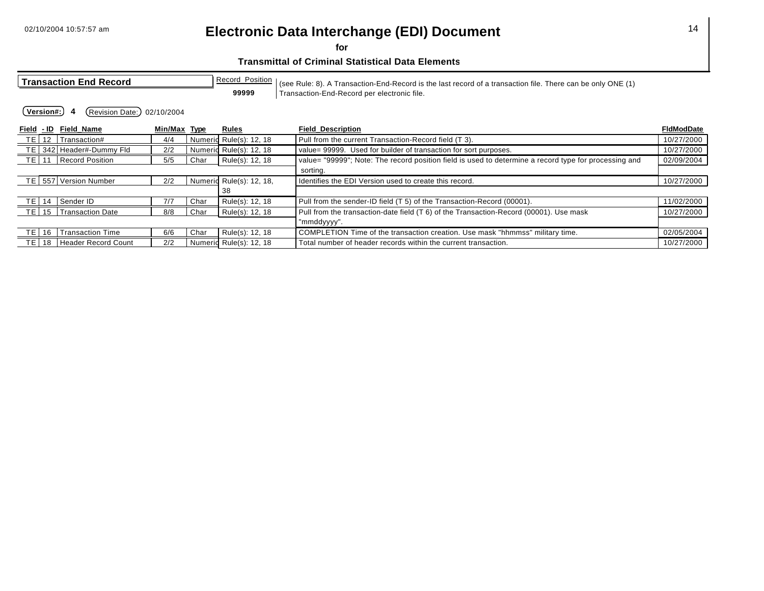# Electronic Data Interchange (EDI) Document

**for**

**Transmittal of Criminal Statistical Data Elements**

## Transaction End Record

Record Position **99999**

(see Rule: 8). A Transaction-End-Record is the last record of a transaction file. There can be only ONE (1) Transaction-End-Record per electronic file.

**Version#:** **4** Revision Date: 02/10/2004

| Field | - ID | Field_Name | Min/Max | Type | Rules | Field_Description | FldModDate |
|---|---|---|---|---|---|---|---|
| TE | 12 | Transaction# | 4/4 | Numeric | Rule(s): 12, 18 | Pull from the current Transaction-Record field (T 3). | 10/27/2000 |
| TE | 342 | Header#-Dummy Fld | 2/2 | Numeric | Rule(s): 12, 18 | value= 99999. Used for builder of transaction for sort purposes. | 10/27/2000 |
| TE | 11 | Record Position | 5/5 | Char | Rule(s): 12, 18 | value= "99999"; Note: The record position field is used to determine a record type for processing and sorting. | 02/09/2004 |
| TE | 557 | Version Number | 2/2 | Numeric | Rule(s): 12, 18, 38 | Identifies the EDI Version used to create this record. | 10/27/2000 |
| TE | 14 | Sender ID | 7/7 | Char | Rule(s): 12, 18 | Pull from the sender-ID field (T 5) of the Transaction-Record (00001). | 11/02/2000 |
| TE | 15 | Transaction Date | 8/8 | Char | Rule(s): 12, 18 | Pull from the transaction-date field (T 6) of the Transaction-Record (00001). Use mask "mmddyyyy". | 10/27/2000 |
| TE | 16 | Transaction Time | 6/6 | Char | Rule(s): 12, 18 | COMPLETION Time of the transaction creation. Use mask "hhmmss" military time. | 02/05/2004 |
| TE | 18 | Header Record Count | 2/2 | Numeric | Rule(s): 12, 18 | Total number of header records within the current transaction. | 10/27/2000 |